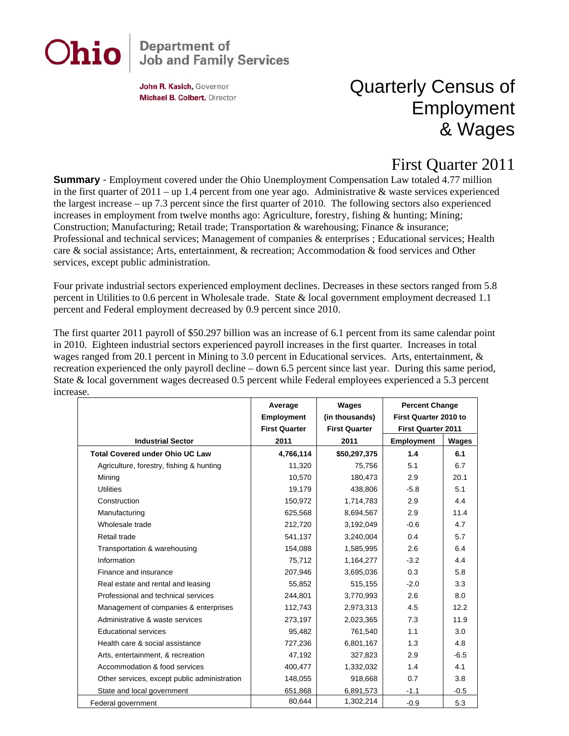**Ohio** | Department of Job and Family Services

**John R. Kasich**, Governor
**Michael B. Colbert**, Director

# Quarterly Census of Employment & Wages

## First Quarter 2011

**Summary** - Employment covered under the Ohio Unemployment Compensation Law totaled 4.77 million in the first quarter of 2011 – up 1.4 percent from one year ago. Administrative & waste services experienced the largest increase – up 7.3 percent since the first quarter of 2010. The following sectors also experienced increases in employment from twelve months ago: Agriculture, forestry, fishing & hunting; Mining; Construction; Manufacturing; Retail trade; Transportation & warehousing; Finance & insurance; Professional and technical services; Management of companies & enterprises ; Educational services; Health care & social assistance; Arts, entertainment, & recreation; Accommodation & food services and Other services, except public administration.

Four private industrial sectors experienced employment declines. Decreases in these sectors ranged from 5.8 percent in Utilities to 0.6 percent in Wholesale trade. State & local government employment decreased 1.1 percent and Federal employment decreased by 0.9 percent since 2010.

The first quarter 2011 payroll of $50.297 billion was an increase of 6.1 percent from its same calendar point in 2010. Eighteen industrial sectors experienced payroll increases in the first quarter. Increases in total wages ranged from 20.1 percent in Mining to 3.0 percent in Educational services. Arts, entertainment, & recreation experienced the only payroll decline – down 6.5 percent since last year. During this same period, State & local government wages decreased 0.5 percent while Federal employees experienced a 5.3 percent increase.

| Industrial Sector | Average Employment First Quarter 2011 | Wages (in thousands) First Quarter 2011 | Percent Change First Quarter 2010 to First Quarter 2011 | |
|---|---|---|---|---|
| | | | Employment | Wages |
| **Total Covered under Ohio UC Law** | **4,766,114** | **$50,297,375** | **1.4** | **6.1** |
| Agriculture, forestry, fishing & hunting | 11,320 | 75,756 | 5.1 | 6.7 |
| Mining | 10,570 | 180,473 | 2.9 | 20.1 |
| Utilities | 19,179 | 438,806 | -5.8 | 5.1 |
| Construction | 150,972 | 1,714,783 | 2.9 | 4.4 |
| Manufacturing | 625,568 | 8,694,567 | 2.9 | 11.4 |
| Wholesale trade | 212,720 | 3,192,049 | -0.6 | 4.7 |
| Retail trade | 541,137 | 3,240,004 | 0.4 | 5.7 |
| Transportation & warehousing | 154,088 | 1,585,995 | 2.6 | 6.4 |
| Information | 75,712 | 1,164,277 | -3.2 | 4.4 |
| Finance and insurance | 207,946 | 3,695,036 | 0.3 | 5.8 |
| Real estate and rental and leasing | 55,852 | 515,155 | -2.0 | 3.3 |
| Professional and technical services | 244,801 | 3,770,993 | 2.6 | 8.0 |
| Management of companies & enterprises | 112,743 | 2,973,313 | 4.5 | 12.2 |
| Administrative & waste services | 273,197 | 2,023,365 | 7.3 | 11.9 |
| Educational services | 95,482 | 761,540 | 1.1 | 3.0 |
| Health care & social assistance | 727,236 | 6,801,167 | 1.3 | 4.8 |
| Arts, entertainment, & recreation | 47,192 | 327,823 | 2.9 | -6.5 |
| Accommodation & food services | 400,477 | 1,332,032 | 1.4 | 4.1 |
| Other services, except public administration | 148,055 | 918,668 | 0.7 | 3.8 |
| State and local government | 651,868 | 6,891,573 | -1.1 | -0.5 |
| Federal government | 80,644 | 1,302,214 | -0.9 | 5.3 |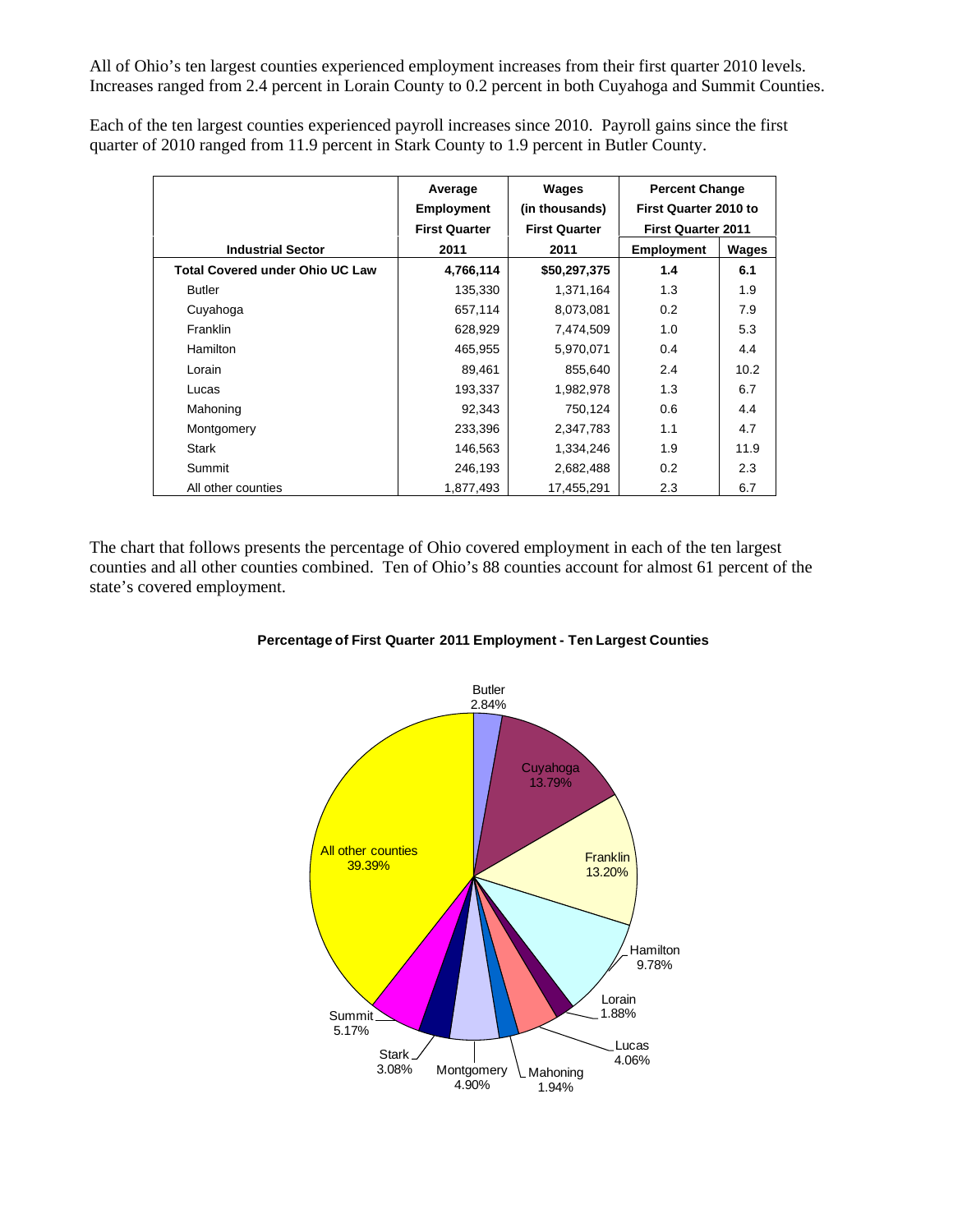All of Ohio's ten largest counties experienced employment increases from their first quarter 2010 levels. Increases ranged from 2.4 percent in Lorain County to 0.2 percent in both Cuyahoga and Summit Counties.

Each of the ten largest counties experienced payroll increases since 2010. Payroll gains since the first quarter of 2010 ranged from 11.9 percent in Stark County to 1.9 percent in Butler County.

| Industrial Sector | Average Employment First Quarter 2011 | Wages (in thousands) First Quarter 2011 | Percent Change First Quarter 2010 to First Quarter 2011 | |
|---|---|---|---|---|
| | | | Employment | Wages |
| **Total Covered under Ohio UC Law** | **4,766,114** | **$50,297,375** | **1.4** | **6.1** |
| Butler | 135,330 | 1,371,164 | 1.3 | 1.9 |
| Cuyahoga | 657,114 | 8,073,081 | 0.2 | 7.9 |
| Franklin | 628,929 | 7,474,509 | 1.0 | 5.3 |
| Hamilton | 465,955 | 5,970,071 | 0.4 | 4.4 |
| Lorain | 89,461 | 855,640 | 2.4 | 10.2 |
| Lucas | 193,337 | 1,982,978 | 1.3 | 6.7 |
| Mahoning | 92,343 | 750,124 | 0.6 | 4.4 |
| Montgomery | 233,396 | 2,347,783 | 1.1 | 4.7 |
| Stark | 146,563 | 1,334,246 | 1.9 | 11.9 |
| Summit | 246,193 | 2,682,488 | 0.2 | 2.3 |
| All other counties | 1,877,493 | 17,455,291 | 2.3 | 6.7 |

The chart that follows presents the percentage of Ohio covered employment in each of the ten largest counties and all other counties combined. Ten of Ohio's 88 counties account for almost 61 percent of the state's covered employment.

**Percentage of First Quarter 2011 Employment - Ten Largest Counties**

| County | Percentage |
|---|---|
| Butler | 2.84% |
| Cuyahoga | 13.79% |
| Franklin | 13.20% |
| Hamilton | 9.78% |
| Lorain | 1.88% |
| Lucas | 4.06% |
| Mahoning | 1.94% |
| Montgomery | 4.90% |
| Stark | 3.08% |
| Summit | 5.17% |
| All other counties | 39.39% |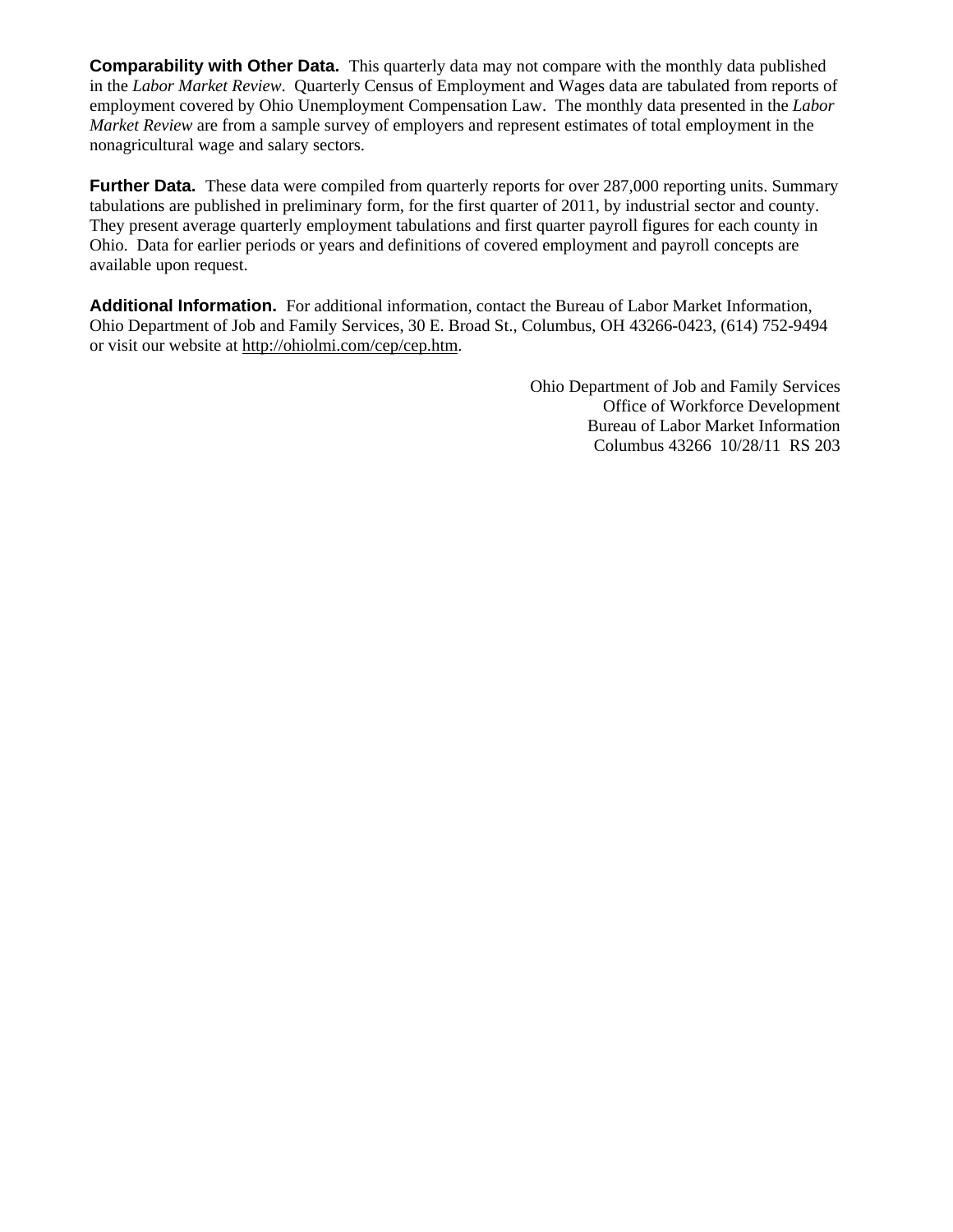**Comparability with Other Data.** This quarterly data may not compare with the monthly data published in the *Labor Market Review*. Quarterly Census of Employment and Wages data are tabulated from reports of employment covered by Ohio Unemployment Compensation Law. The monthly data presented in the *Labor Market Review* are from a sample survey of employers and represent estimates of total employment in the nonagricultural wage and salary sectors.

**Further Data.** These data were compiled from quarterly reports for over 287,000 reporting units. Summary tabulations are published in preliminary form, for the first quarter of 2011, by industrial sector and county. They present average quarterly employment tabulations and first quarter payroll figures for each county in Ohio. Data for earlier periods or years and definitions of covered employment and payroll concepts are available upon request.

**Additional Information.** For additional information, contact the Bureau of Labor Market Information, Ohio Department of Job and Family Services, 30 E. Broad St., Columbus, OH 43266-0423, (614) 752-9494 or visit our website at http://ohiolmi.com/cep/cep.htm.

Ohio Department of Job and Family Services
Office of Workforce Development
Bureau of Labor Market Information
Columbus 43266 10/28/11 RS 203